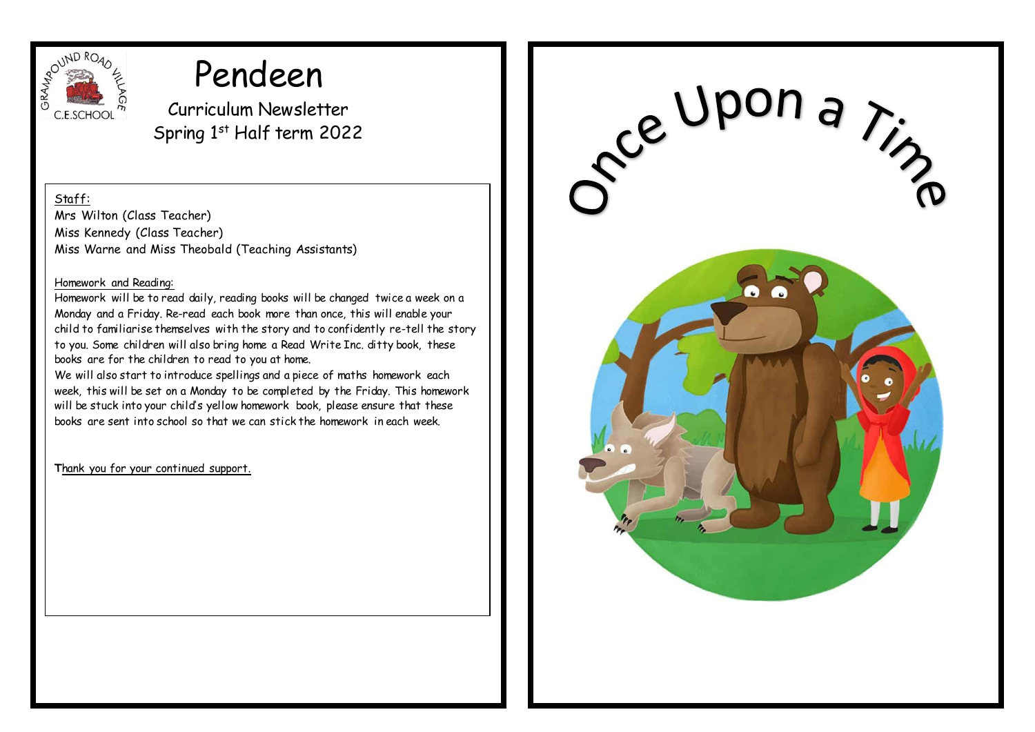GRAMPOUND ROAD VILLAGE C.E.SCHOOL

# Pendeen

## Curriculum Newsletter
## Spring 1st Half term 2022

Staff:

Mrs Wilton (Class Teacher)
Miss Kennedy (Class Teacher)
Miss Warne and Miss Theobald (Teaching Assistants)

Homework and Reading:

Homework will be to read daily, reading books will be changed twice a week on a Monday and a Friday. Re-read each book more than once, this will enable your child to familiarise themselves with the story and to confidently re-tell the story to you. Some children will also bring home a Read Write Inc. ditty book, these books are for the children to read to you at home.

We will also start to introduce spellings and a piece of maths homework each week, this will be set on a Monday to be completed by the Friday. This homework will be stuck into your child's yellow homework book, please ensure that these books are sent into school so that we can stick the homework in each week.

Thank you for your continued support.

# Once Upon a Time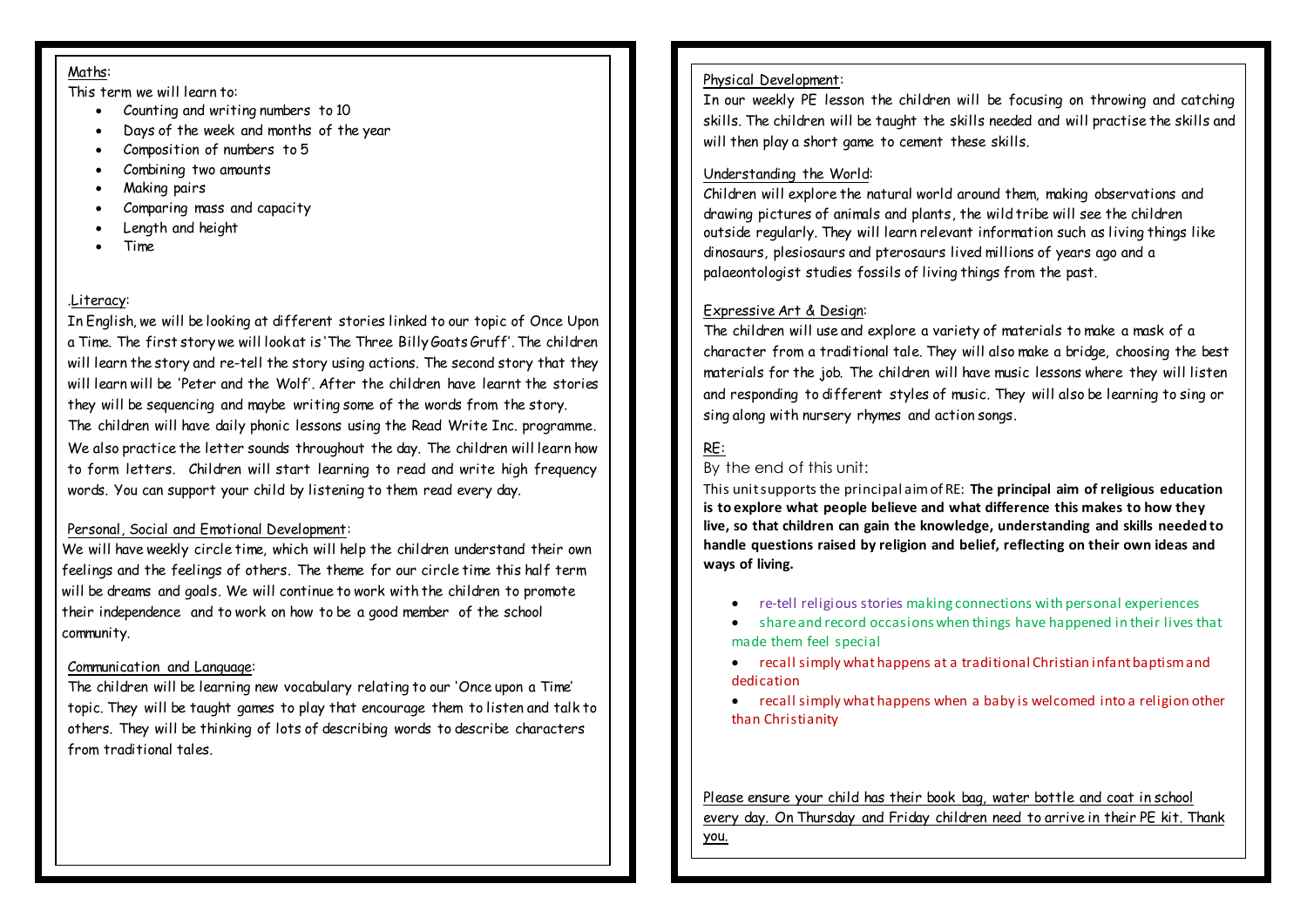Maths:

This term we will learn to:

- Counting and writing numbers to 10
- Days of the week and months of the year
- Composition of numbers to 5
- Combining two amounts
- Making pairs
- Comparing mass and capacity
- Length and height
- Time

.Literacy:

In English, we will be looking at different stories linked to our topic of Once Upon a Time. The first story we will look at is 'The Three Billy Goats Gruff'. The children will learn the story and re-tell the story using actions. The second story that they will learn will be 'Peter and the Wolf'. After the children have learnt the stories they will be sequencing and maybe writing some of the words from the story.

The children will have daily phonic lessons using the Read Write Inc. programme. We also practice the letter sounds throughout the day. The children will learn how to form letters. Children will start learning to read and write high frequency words. You can support your child by listening to them read every day.

Personal, Social and Emotional Development:

We will have weekly circle time, which will help the children understand their own feelings and the feelings of others. The theme for our circle time this half term will be dreams and goals. We will continue to work with the children to promote their independence and to work on how to be a good member of the school community.

Communication and Language:

The children will be learning new vocabulary relating to our 'Once upon a Time' topic. They will be taught games to play that encourage them to listen and talk to others. They will be thinking of lots of describing words to describe characters from traditional tales.

Physical Development:

In our weekly PE lesson the children will be focusing on throwing and catching skills. The children will be taught the skills needed and will practise the skills and will then play a short game to cement these skills.

Understanding the World:

Children will explore the natural world around them, making observations and drawing pictures of animals and plants, the wild tribe will see the children outside regularly. They will learn relevant information such as living things like dinosaurs, plesiosaurs and pterosaurs lived millions of years ago and a palaeontologist studies fossils of living things from the past.

Expressive Art & Design:

The children will use and explore a variety of materials to make a mask of a character from a traditional tale. They will also make a bridge, choosing the best materials for the job. The children will have music lessons where they will listen and responding to different styles of music. They will also be learning to sing or sing along with nursery rhymes and action songs.

RE:

By the end of this unit:

This unit supports the principal aim of RE: **The principal aim of religious education is to explore what people believe and what difference this makes to how they live, so that children can gain the knowledge, understanding and skills needed to handle questions raised by religion and belief, reflecting on their own ideas and ways of living.**

- re-tell religious stories making connections with personal experiences
- share and record occasions when things have happened in their lives that made them feel special
- recall simply what happens at a traditional Christian infant baptism and dedication
- recall simply what happens when a baby is welcomed into a religion other than Christianity

Please ensure your child has their book bag, water bottle and coat in school every day. On Thursday and Friday children need to arrive in their PE kit. Thank you.